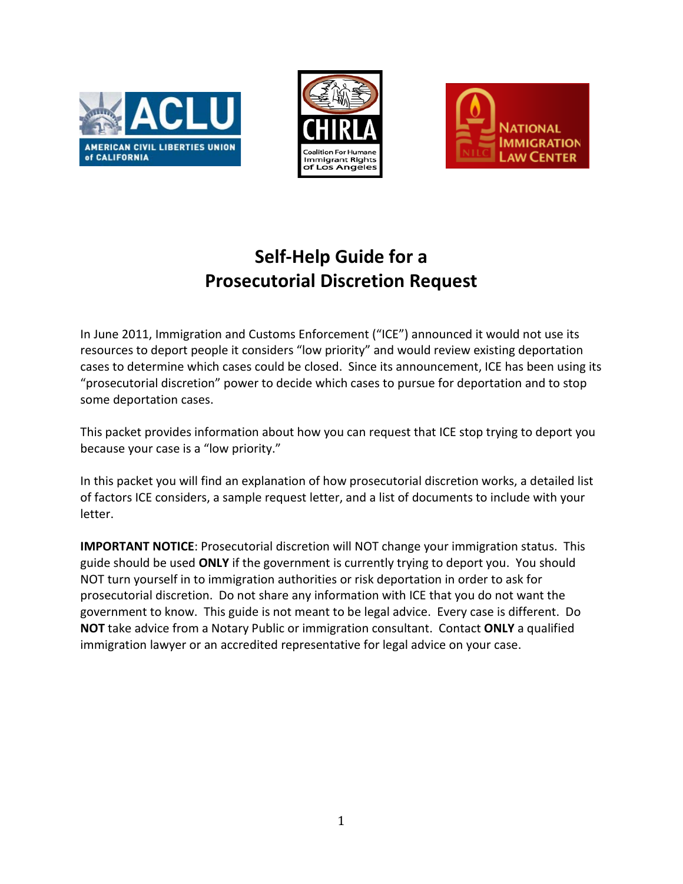# Self-Help Guide for a Prosecutorial Discretion Request

In June 2011, Immigration and Customs Enforcement ("ICE") announced it would not use its resources to deport people it considers "low priority" and would review existing deportation cases to determine which cases could be closed. Since its announcement, ICE has been using its "prosecutorial discretion" power to decide which cases to pursue for deportation and to stop some deportation cases.

This packet provides information about how you can request that ICE stop trying to deport you because your case is a "low priority."

In this packet you will find an explanation of how prosecutorial discretion works, a detailed list of factors ICE considers, a sample request letter, and a list of documents to include with your letter.

**IMPORTANT NOTICE**: Prosecutorial discretion will NOT change your immigration status. This guide should be used **ONLY** if the government is currently trying to deport you. You should NOT turn yourself in to immigration authorities or risk deportation in order to ask for prosecutorial discretion. Do not share any information with ICE that you do not want the government to know. This guide is not meant to be legal advice. Every case is different. Do **NOT** take advice from a Notary Public or immigration consultant. Contact **ONLY** a qualified immigration lawyer or an accredited representative for legal advice on your case.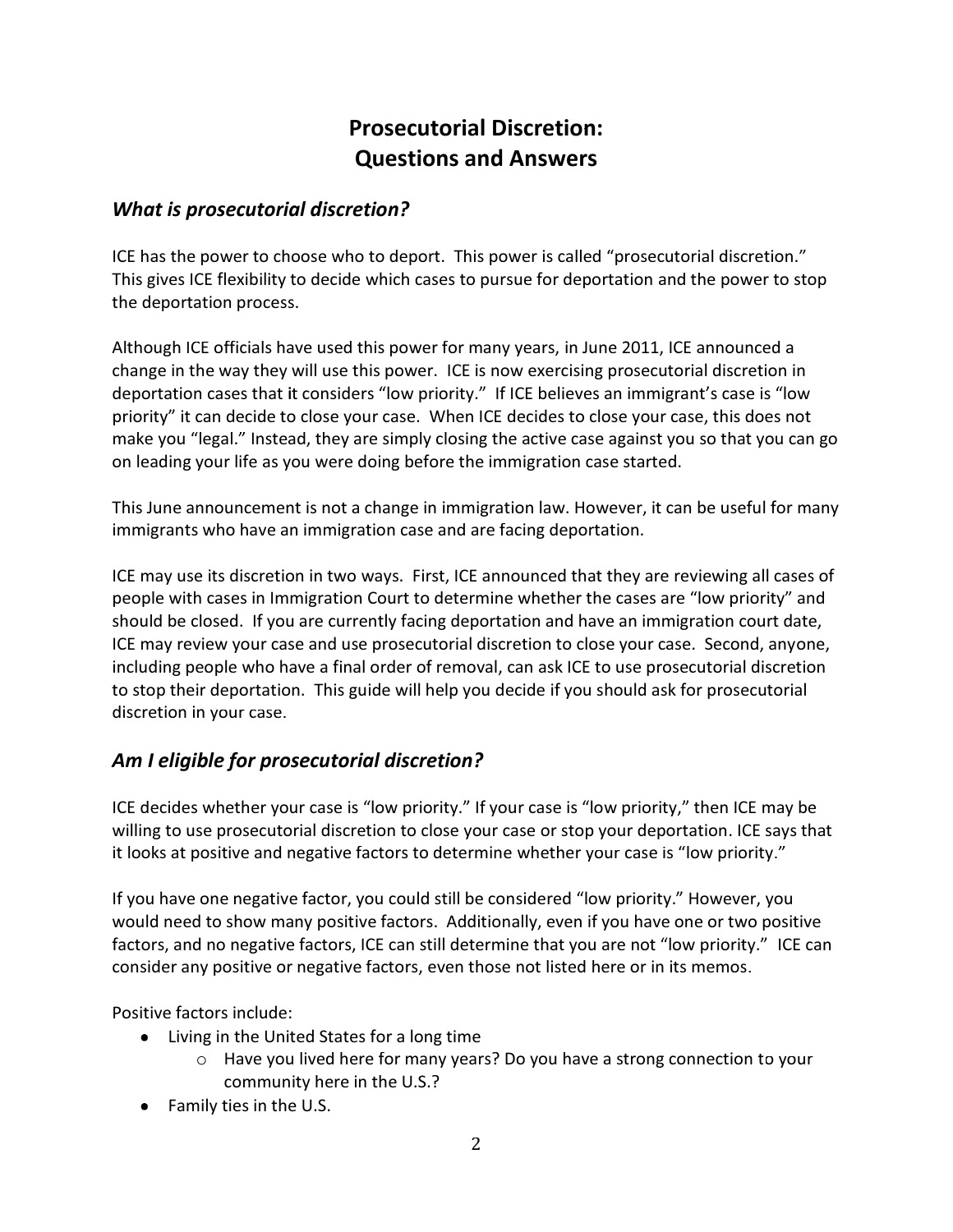# Prosecutorial Discretion: Questions and Answers

## *What is prosecutorial discretion?*

ICE has the power to choose who to deport. This power is called "prosecutorial discretion." This gives ICE flexibility to decide which cases to pursue for deportation and the power to stop the deportation process.

Although ICE officials have used this power for many years, in June 2011, ICE announced a change in the way they will use this power. ICE is now exercising prosecutorial discretion in deportation cases that it considers "low priority." If ICE believes an immigrant's case is "low priority" it can decide to close your case. When ICE decides to close your case, this does not make you "legal." Instead, they are simply closing the active case against you so that you can go on leading your life as you were doing before the immigration case started.

This June announcement is not a change in immigration law. However, it can be useful for many immigrants who have an immigration case and are facing deportation.

ICE may use its discretion in two ways. First, ICE announced that they are reviewing all cases of people with cases in Immigration Court to determine whether the cases are "low priority" and should be closed. If you are currently facing deportation and have an immigration court date, ICE may review your case and use prosecutorial discretion to close your case. Second, anyone, including people who have a final order of removal, can ask ICE to use prosecutorial discretion to stop their deportation. This guide will help you decide if you should ask for prosecutorial discretion in your case.

## *Am I eligible for prosecutorial discretion?*

ICE decides whether your case is "low priority." If your case is "low priority," then ICE may be willing to use prosecutorial discretion to close your case or stop your deportation. ICE says that it looks at positive and negative factors to determine whether your case is "low priority."

If you have one negative factor, you could still be considered "low priority." However, you would need to show many positive factors. Additionally, even if you have one or two positive factors, and no negative factors, ICE can still determine that you are not "low priority." ICE can consider any positive or negative factors, even those not listed here or in its memos.

Positive factors include:

- Living in the United States for a long time
  - Have you lived here for many years? Do you have a strong connection to your community here in the U.S.?
- Family ties in the U.S.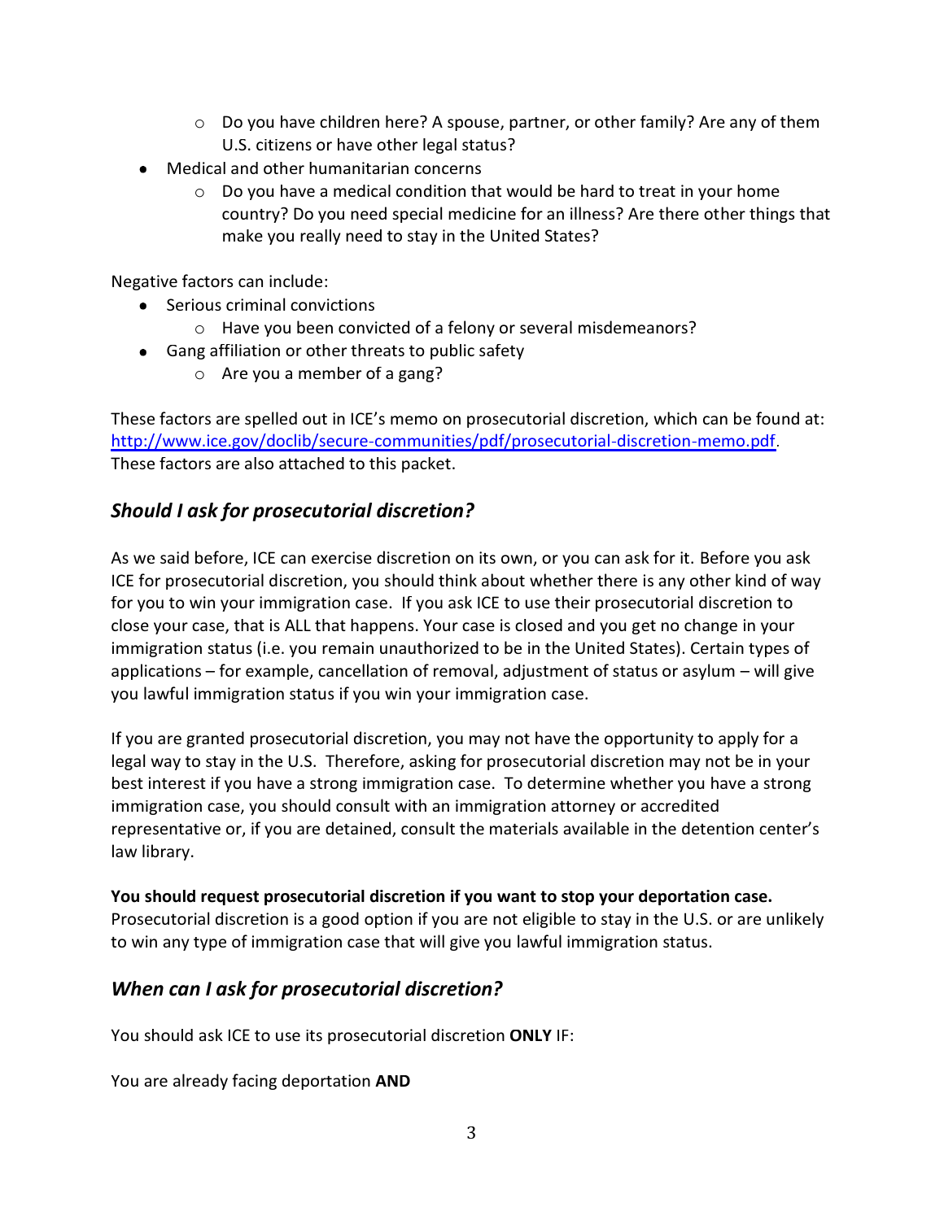- Do you have children here? A spouse, partner, or other family? Are any of them U.S. citizens or have other legal status?
- Medical and other humanitarian concerns
  - Do you have a medical condition that would be hard to treat in your home country? Do you need special medicine for an illness? Are there other things that make you really need to stay in the United States?

Negative factors can include:

- Serious criminal convictions
  - Have you been convicted of a felony or several misdemeanors?
- Gang affiliation or other threats to public safety
  - Are you a member of a gang?

These factors are spelled out in ICE's memo on prosecutorial discretion, which can be found at: [http://www.ice.gov/doclib/secure-communities/pdf/prosecutorial-discretion-memo.pdf](http://www.ice.gov/doclib/secure-communities/pdf/prosecutorial-discretion-memo.pdf). These factors are also attached to this packet.

## *Should I ask for prosecutorial discretion?*

As we said before, ICE can exercise discretion on its own, or you can ask for it. Before you ask ICE for prosecutorial discretion, you should think about whether there is any other kind of way for you to win your immigration case. If you ask ICE to use their prosecutorial discretion to close your case, that is ALL that happens. Your case is closed and you get no change in your immigration status (i.e. you remain unauthorized to be in the United States). Certain types of applications – for example, cancellation of removal, adjustment of status or asylum – will give you lawful immigration status if you win your immigration case.

If you are granted prosecutorial discretion, you may not have the opportunity to apply for a legal way to stay in the U.S. Therefore, asking for prosecutorial discretion may not be in your best interest if you have a strong immigration case. To determine whether you have a strong immigration case, you should consult with an immigration attorney or accredited representative or, if you are detained, consult the materials available in the detention center's law library.

**You should request prosecutorial discretion if you want to stop your deportation case.** Prosecutorial discretion is a good option if you are not eligible to stay in the U.S. or are unlikely to win any type of immigration case that will give you lawful immigration status.

## *When can I ask for prosecutorial discretion?*

You should ask ICE to use its prosecutorial discretion **ONLY** IF:

You are already facing deportation **AND**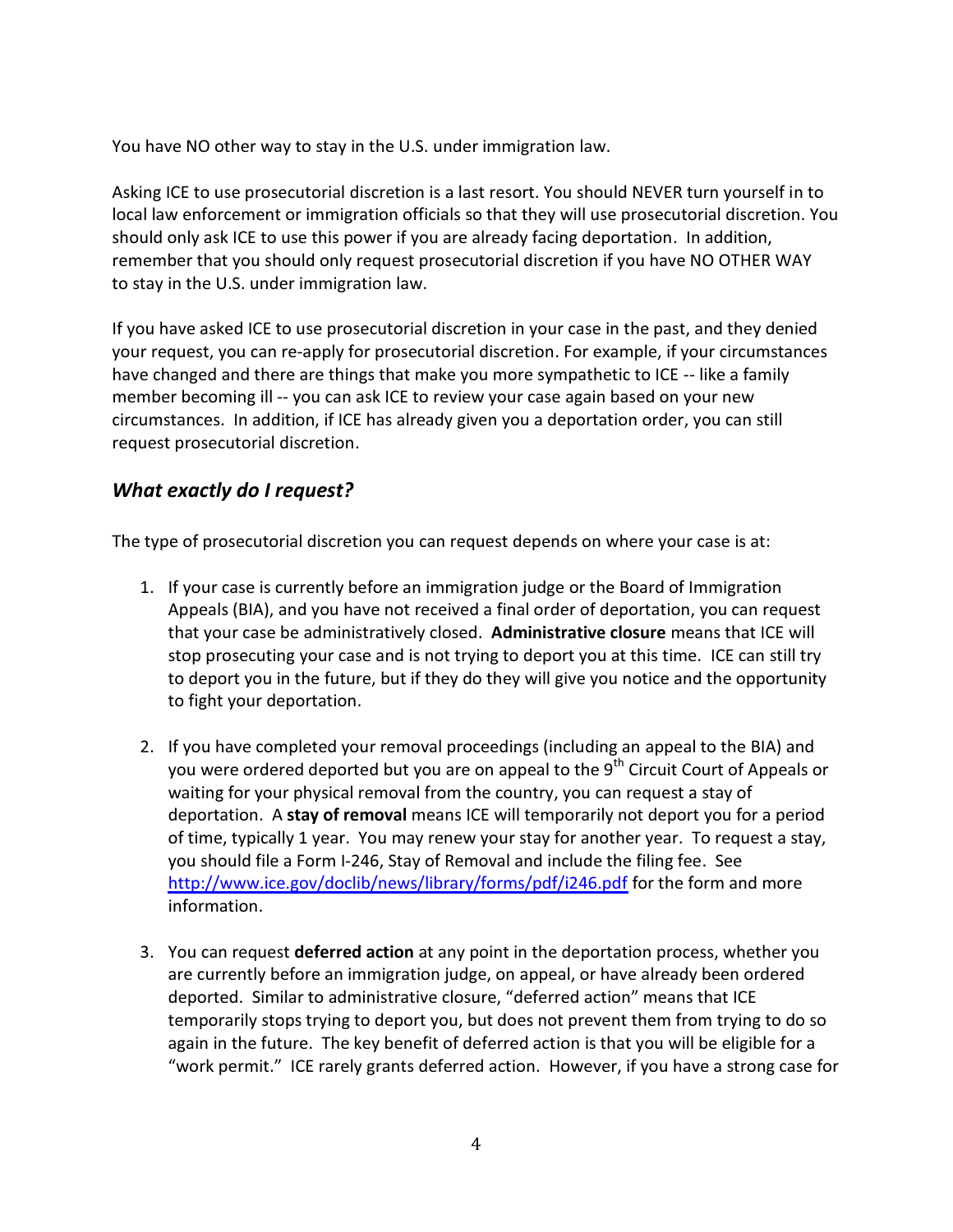You have NO other way to stay in the U.S. under immigration law.

Asking ICE to use prosecutorial discretion is a last resort. You should NEVER turn yourself in to local law enforcement or immigration officials so that they will use prosecutorial discretion. You should only ask ICE to use this power if you are already facing deportation. In addition, remember that you should only request prosecutorial discretion if you have NO OTHER WAY to stay in the U.S. under immigration law.

If you have asked ICE to use prosecutorial discretion in your case in the past, and they denied your request, you can re-apply for prosecutorial discretion. For example, if your circumstances have changed and there are things that make you more sympathetic to ICE -- like a family member becoming ill -- you can ask ICE to review your case again based on your new circumstances. In addition, if ICE has already given you a deportation order, you can still request prosecutorial discretion.

### *What exactly do I request?*

The type of prosecutorial discretion you can request depends on where your case is at:

1. If your case is currently before an immigration judge or the Board of Immigration Appeals (BIA), and you have not received a final order of deportation, you can request that your case be administratively closed. **Administrative closure** means that ICE will stop prosecuting your case and is not trying to deport you at this time. ICE can still try to deport you in the future, but if they do they will give you notice and the opportunity to fight your deportation.

2. If you have completed your removal proceedings (including an appeal to the BIA) and you were ordered deported but you are on appeal to the 9th Circuit Court of Appeals or waiting for your physical removal from the country, you can request a stay of deportation. A **stay of removal** means ICE will temporarily not deport you for a period of time, typically 1 year. You may renew your stay for another year. To request a stay, you should file a Form I-246, Stay of Removal and include the filing fee. See [http://www.ice.gov/doclib/news/library/forms/pdf/i246.pdf](http://www.ice.gov/doclib/news/library/forms/pdf/i246.pdf) for the form and more information.

3. You can request **deferred action** at any point in the deportation process, whether you are currently before an immigration judge, on appeal, or have already been ordered deported. Similar to administrative closure, "deferred action" means that ICE temporarily stops trying to deport you, but does not prevent them from trying to do so again in the future. The key benefit of deferred action is that you will be eligible for a "work permit." ICE rarely grants deferred action. However, if you have a strong case for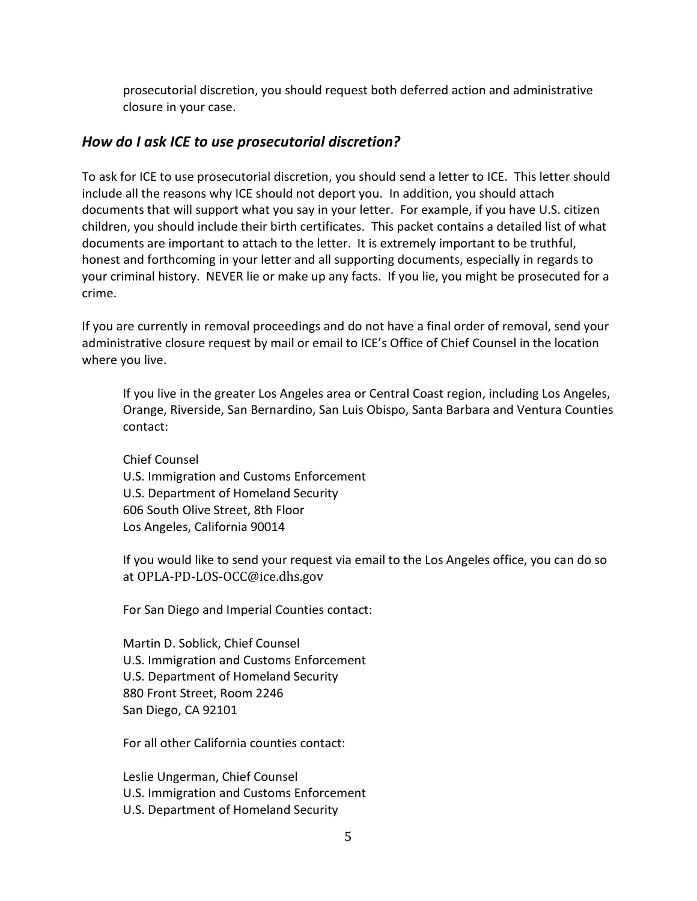prosecutorial discretion, you should request both deferred action and administrative closure in your case.

### *How do I ask ICE to use prosecutorial discretion?*

To ask for ICE to use prosecutorial discretion, you should send a letter to ICE. This letter should include all the reasons why ICE should not deport you. In addition, you should attach documents that will support what you say in your letter. For example, if you have U.S. citizen children, you should include their birth certificates. This packet contains a detailed list of what documents are important to attach to the letter. It is extremely important to be truthful, honest and forthcoming in your letter and all supporting documents, especially in regards to your criminal history. NEVER lie or make up any facts. If you lie, you might be prosecuted for a crime.

If you are currently in removal proceedings and do not have a final order of removal, send your administrative closure request by mail or email to ICE's Office of Chief Counsel in the location where you live.

> If you live in the greater Los Angeles area or Central Coast region, including Los Angeles, Orange, Riverside, San Bernardino, San Luis Obispo, Santa Barbara and Ventura Counties contact:
>
> Chief Counsel
> U.S. Immigration and Customs Enforcement
> U.S. Department of Homeland Security
> 606 South Olive Street, 8th Floor
> Los Angeles, California 90014
>
> If you would like to send your request via email to the Los Angeles office, you can do so at OPLA-PD-LOS-OCC@ice.dhs.gov
>
> For San Diego and Imperial Counties contact:
>
> Martin D. Soblick, Chief Counsel
> U.S. Immigration and Customs Enforcement
> U.S. Department of Homeland Security
> 880 Front Street, Room 2246
> San Diego, CA 92101
>
> For all other California counties contact:
>
> Leslie Ungerman, Chief Counsel
> U.S. Immigration and Customs Enforcement
> U.S. Department of Homeland Security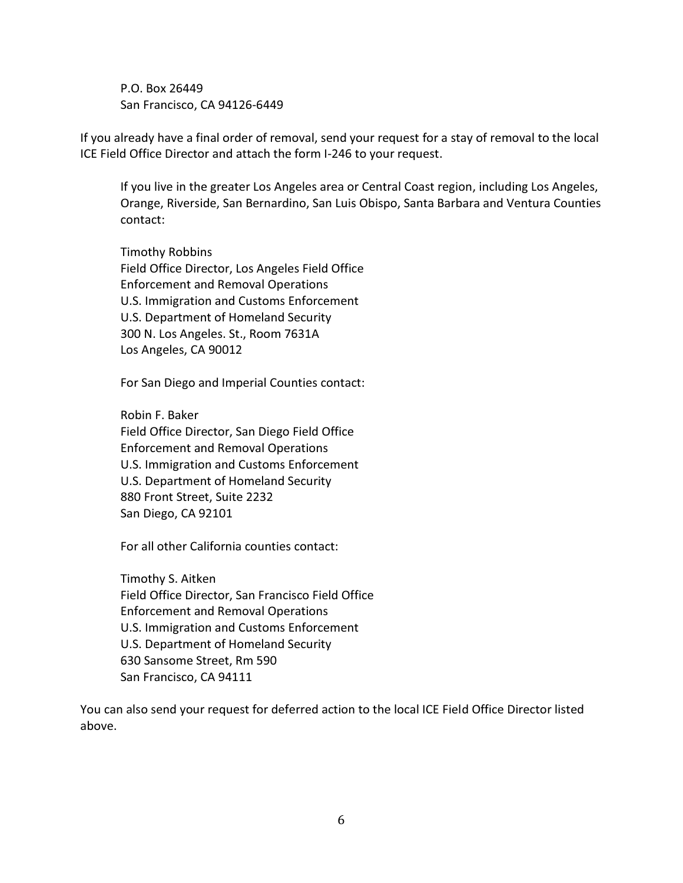P.O. Box 26449
San Francisco, CA 94126-6449

If you already have a final order of removal, send your request for a stay of removal to the local ICE Field Office Director and attach the form I-246 to your request.

If you live in the greater Los Angeles area or Central Coast region, including Los Angeles, Orange, Riverside, San Bernardino, San Luis Obispo, Santa Barbara and Ventura Counties contact:

Timothy Robbins
Field Office Director, Los Angeles Field Office
Enforcement and Removal Operations
U.S. Immigration and Customs Enforcement
U.S. Department of Homeland Security
300 N. Los Angeles. St., Room 7631A
Los Angeles, CA 90012

For San Diego and Imperial Counties contact:

Robin F. Baker
Field Office Director, San Diego Field Office
Enforcement and Removal Operations
U.S. Immigration and Customs Enforcement
U.S. Department of Homeland Security
880 Front Street, Suite 2232
San Diego, CA 92101

For all other California counties contact:

Timothy S. Aitken
Field Office Director, San Francisco Field Office
Enforcement and Removal Operations
U.S. Immigration and Customs Enforcement
U.S. Department of Homeland Security
630 Sansome Street, Rm 590
San Francisco, CA 94111

You can also send your request for deferred action to the local ICE Field Office Director listed above.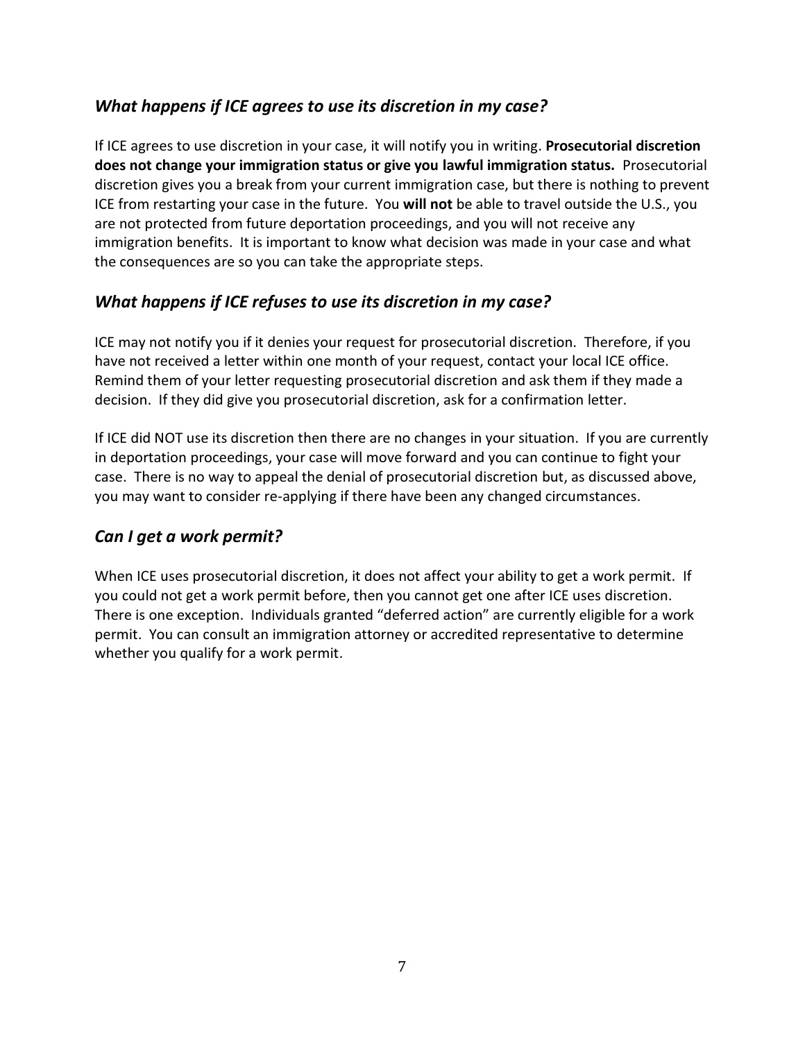### *What happens if ICE agrees to use its discretion in my case?*

If ICE agrees to use discretion in your case, it will notify you in writing. **Prosecutorial discretion does not change your immigration status or give you lawful immigration status.** Prosecutorial discretion gives you a break from your current immigration case, but there is nothing to prevent ICE from restarting your case in the future. You **will not** be able to travel outside the U.S., you are not protected from future deportation proceedings, and you will not receive any immigration benefits. It is important to know what decision was made in your case and what the consequences are so you can take the appropriate steps.

### *What happens if ICE refuses to use its discretion in my case?*

ICE may not notify you if it denies your request for prosecutorial discretion. Therefore, if you have not received a letter within one month of your request, contact your local ICE office. Remind them of your letter requesting prosecutorial discretion and ask them if they made a decision. If they did give you prosecutorial discretion, ask for a confirmation letter.

If ICE did NOT use its discretion then there are no changes in your situation. If you are currently in deportation proceedings, your case will move forward and you can continue to fight your case. There is no way to appeal the denial of prosecutorial discretion but, as discussed above, you may want to consider re-applying if there have been any changed circumstances.

### *Can I get a work permit?*

When ICE uses prosecutorial discretion, it does not affect your ability to get a work permit. If you could not get a work permit before, then you cannot get one after ICE uses discretion. There is one exception. Individuals granted "deferred action" are currently eligible for a work permit. You can consult an immigration attorney or accredited representative to determine whether you qualify for a work permit.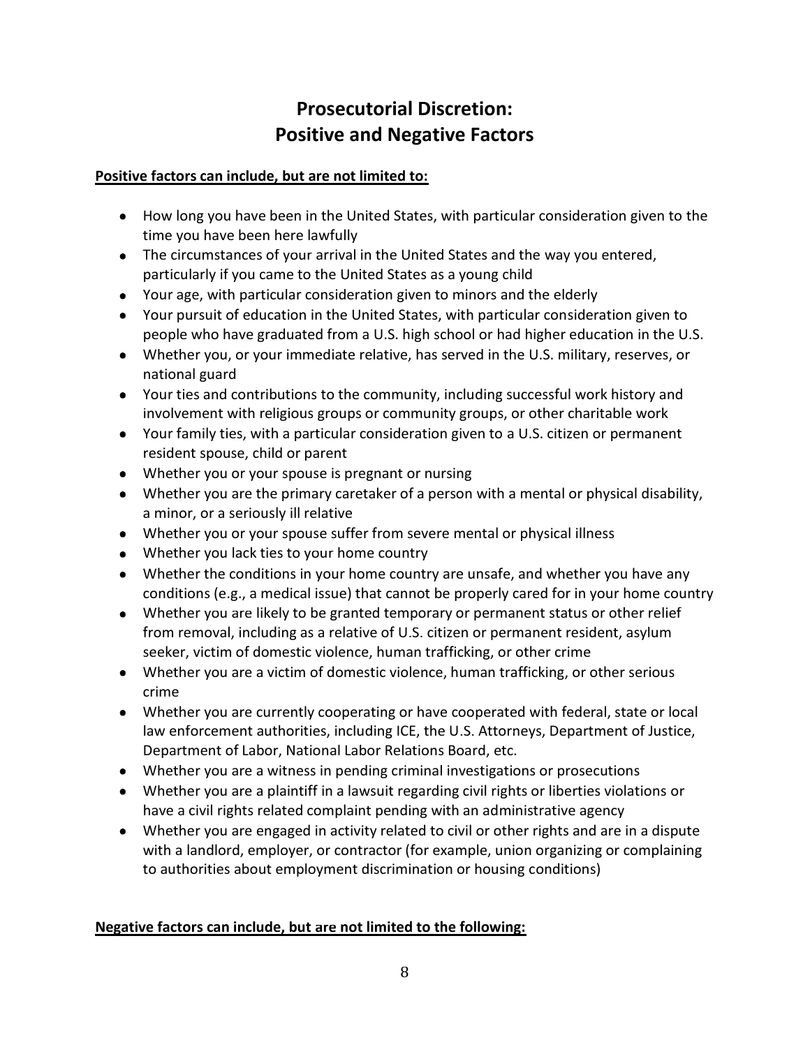# Prosecutorial Discretion: Positive and Negative Factors

**Positive factors can include, but are not limited to:**

- How long you have been in the United States, with particular consideration given to the time you have been here lawfully
- The circumstances of your arrival in the United States and the way you entered, particularly if you came to the United States as a young child
- Your age, with particular consideration given to minors and the elderly
- Your pursuit of education in the United States, with particular consideration given to people who have graduated from a U.S. high school or had higher education in the U.S.
- Whether you, or your immediate relative, has served in the U.S. military, reserves, or national guard
- Your ties and contributions to the community, including successful work history and involvement with religious groups or community groups, or other charitable work
- Your family ties, with a particular consideration given to a U.S. citizen or permanent resident spouse, child or parent
- Whether you or your spouse is pregnant or nursing
- Whether you are the primary caretaker of a person with a mental or physical disability, a minor, or a seriously ill relative
- Whether you or your spouse suffer from severe mental or physical illness
- Whether you lack ties to your home country
- Whether the conditions in your home country are unsafe, and whether you have any conditions (e.g., a medical issue) that cannot be properly cared for in your home country
- Whether you are likely to be granted temporary or permanent status or other relief from removal, including as a relative of U.S. citizen or permanent resident, asylum seeker, victim of domestic violence, human trafficking, or other crime
- Whether you are a victim of domestic violence, human trafficking, or other serious crime
- Whether you are currently cooperating or have cooperated with federal, state or local law enforcement authorities, including ICE, the U.S. Attorneys, Department of Justice, Department of Labor, National Labor Relations Board, etc.
- Whether you are a witness in pending criminal investigations or prosecutions
- Whether you are a plaintiff in a lawsuit regarding civil rights or liberties violations or have a civil rights related complaint pending with an administrative agency
- Whether you are engaged in activity related to civil or other rights and are in a dispute with a landlord, employer, or contractor (for example, union organizing or complaining to authorities about employment discrimination or housing conditions)

**Negative factors can include, but are not limited to the following:**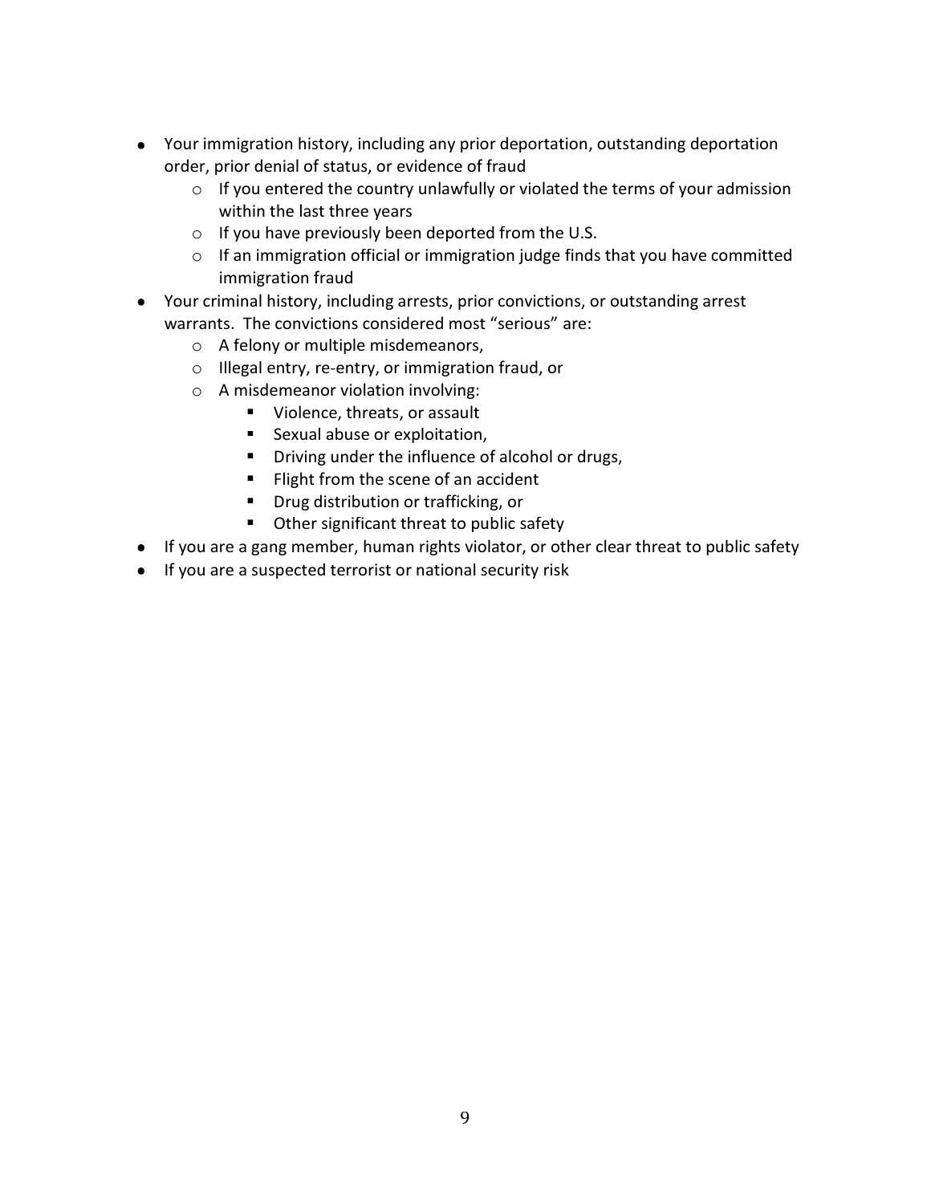- Your immigration history, including any prior deportation, outstanding deportation order, prior denial of status, or evidence of fraud
  - If you entered the country unlawfully or violated the terms of your admission within the last three years
  - If you have previously been deported from the U.S.
  - If an immigration official or immigration judge finds that you have committed immigration fraud
- Your criminal history, including arrests, prior convictions, or outstanding arrest warrants. The convictions considered most "serious" are:
  - A felony or multiple misdemeanors,
  - Illegal entry, re-entry, or immigration fraud, or
  - A misdemeanor violation involving:
    - Violence, threats, or assault
    - Sexual abuse or exploitation,
    - Driving under the influence of alcohol or drugs,
    - Flight from the scene of an accident
    - Drug distribution or trafficking, or
    - Other significant threat to public safety
- If you are a gang member, human rights violator, or other clear threat to public safety
- If you are a suspected terrorist or national security risk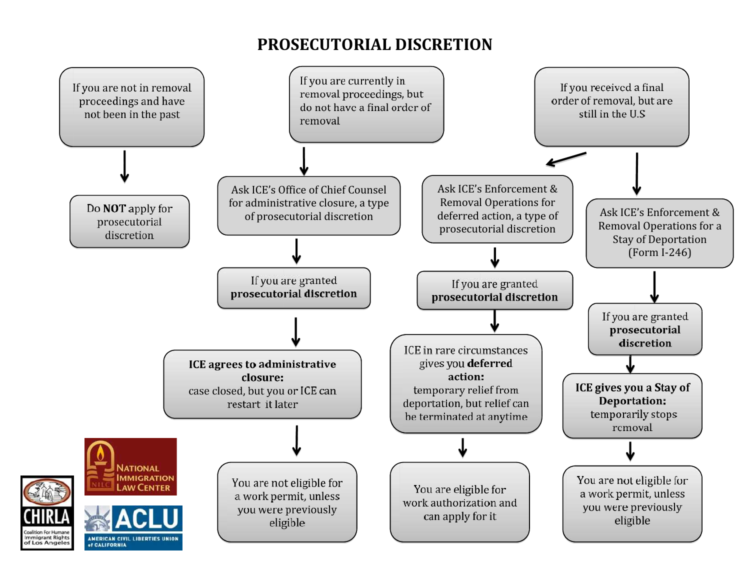# PROSECUTORIAL DISCRETION

**If you are not in removal proceedings and have not been in the past**

→ Do **NOT** apply for prosecutorial discretion

**If you are currently in removal proceedings, but do not have a final order of removal**

→ Ask ICE's Office of Chief Counsel for administrative closure, a type of prosecutorial discretion

→ If you are granted **prosecutorial discretion**

→ **ICE agrees to administrative closure:** case closed, but you or ICE can restart it later

→ You are not eligible for a work permit, unless you were previously eligible

**If you received a final order of removal, but are still in the U.S**

Option 1:

→ Ask ICE's Enforcement & Removal Operations for deferred action, a type of prosecutorial discretion

→ If you are granted **prosecutorial discretion**

→ ICE in rare circumstances gives you **deferred action:** temporary relief from deportation, but relief can be terminated at anytime

→ You are eligible for work authorization and can apply for it

Option 2:

→ Ask ICE's Enforcement & Removal Operations for a Stay of Deportation (Form I-246)

→ If you are granted **prosecutorial discretion**

→ **ICE gives you a Stay of Deportation:** temporarily stops removal

→ You are not eligible for a work permit, unless you were previously eligible

CHIRLA Coalition For Humane Immigrant Rights of Los Angeles | National Immigration Law Center (NILC) | ACLU American Civil Liberties Union of California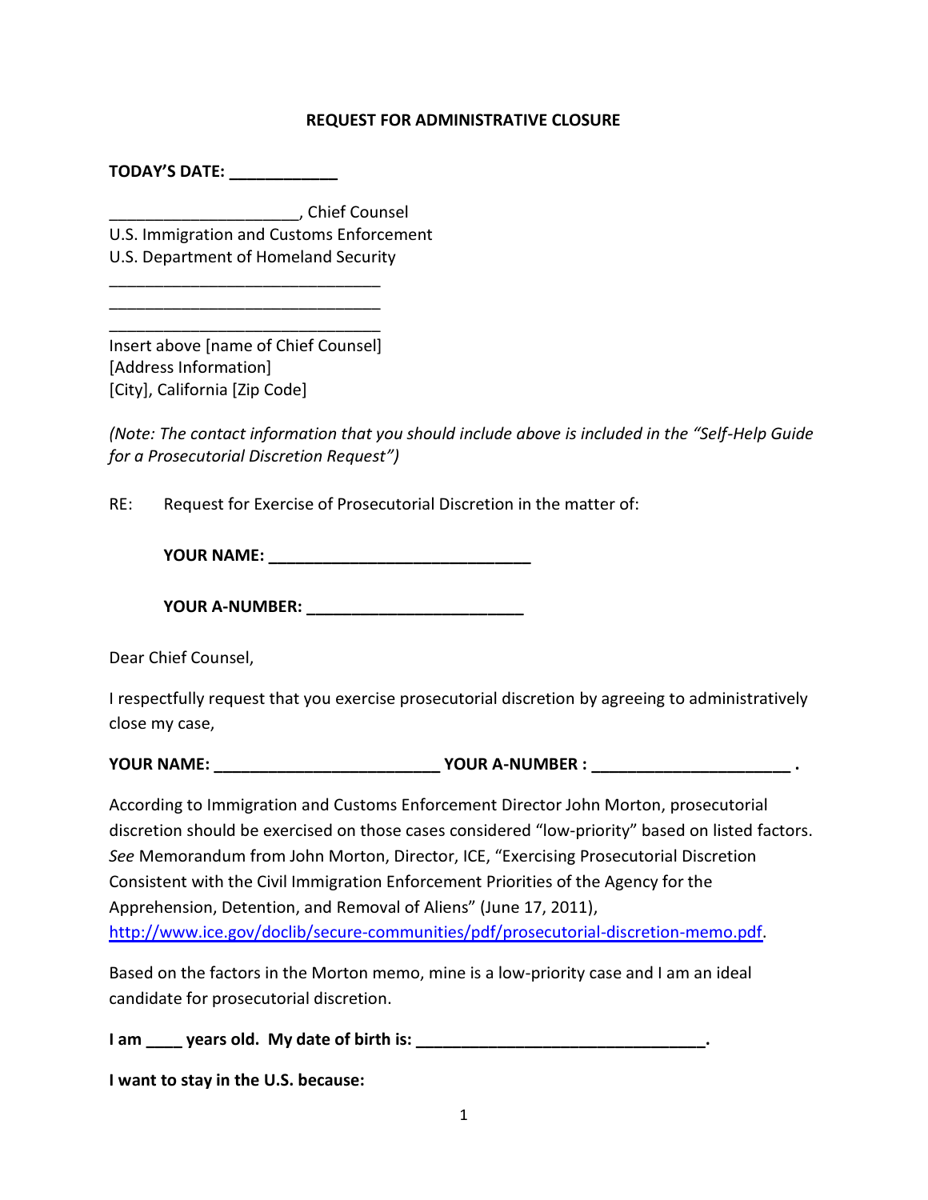**REQUEST FOR ADMINISTRATIVE CLOSURE**

**TODAY'S DATE: ____________**

____________________, Chief Counsel
U.S. Immigration and Customs Enforcement
U.S. Department of Homeland Security
______________________________
______________________________
______________________________
Insert above [name of Chief Counsel]
[Address Information]
[City], California [Zip Code]

*(Note: The contact information that you should include above is included in the "Self-Help Guide for a Prosecutorial Discretion Request")*

RE: Request for Exercise of Prosecutorial Discretion in the matter of:

**YOUR NAME: _____________________________**

**YOUR A-NUMBER: ________________________**

Dear Chief Counsel,

I respectfully request that you exercise prosecutorial discretion by agreeing to administratively close my case,

**YOUR NAME: _________________________ YOUR A-NUMBER : _____________________ .**

According to Immigration and Customs Enforcement Director John Morton, prosecutorial discretion should be exercised on those cases considered "low-priority" based on listed factors. *See* Memorandum from John Morton, Director, ICE, "Exercising Prosecutorial Discretion Consistent with the Civil Immigration Enforcement Priorities of the Agency for the Apprehension, Detention, and Removal of Aliens" (June 17, 2011), http://www.ice.gov/doclib/secure-communities/pdf/prosecutorial-discretion-memo.pdf.

Based on the factors in the Morton memo, mine is a low-priority case and I am an ideal candidate for prosecutorial discretion.

**I am ____ years old. My date of birth is: ________________________________.**

**I want to stay in the U.S. because:**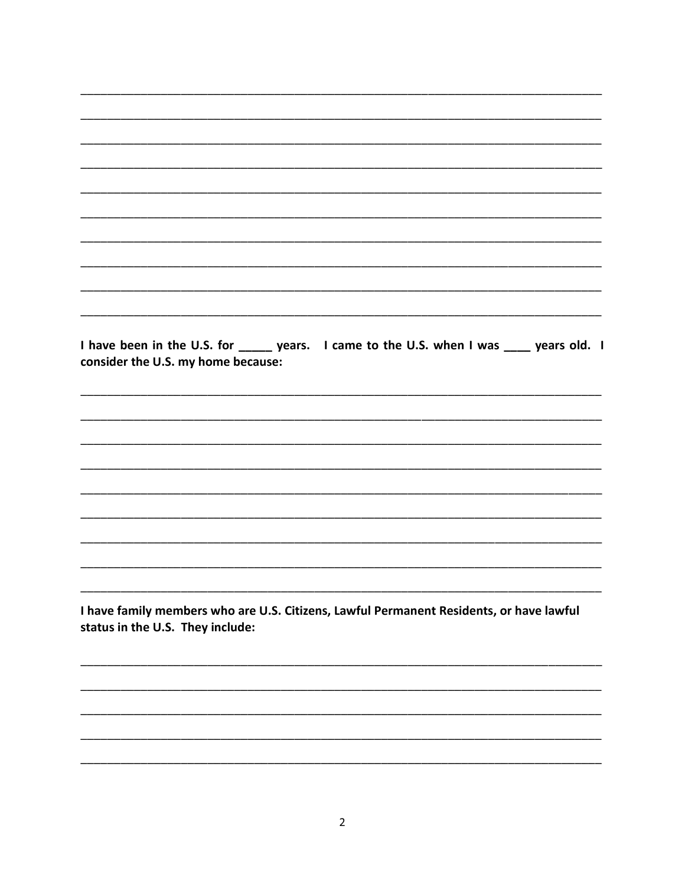______________________________________________________________________________

______________________________________________________________________________

______________________________________________________________________________

______________________________________________________________________________

______________________________________________________________________________

______________________________________________________________________________

______________________________________________________________________________

______________________________________________________________________________

______________________________________________________________________________

______________________________________________________________________________

**I have been in the U.S. for _____ years. I came to the U.S. when I was ____ years old. I consider the U.S. my home because:**

______________________________________________________________________________

______________________________________________________________________________

______________________________________________________________________________

______________________________________________________________________________

______________________________________________________________________________

______________________________________________________________________________

______________________________________________________________________________

______________________________________________________________________________

______________________________________________________________________________

**I have family members who are U.S. Citizens, Lawful Permanent Residents, or have lawful status in the U.S. They include:**

______________________________________________________________________________

______________________________________________________________________________

______________________________________________________________________________

______________________________________________________________________________

______________________________________________________________________________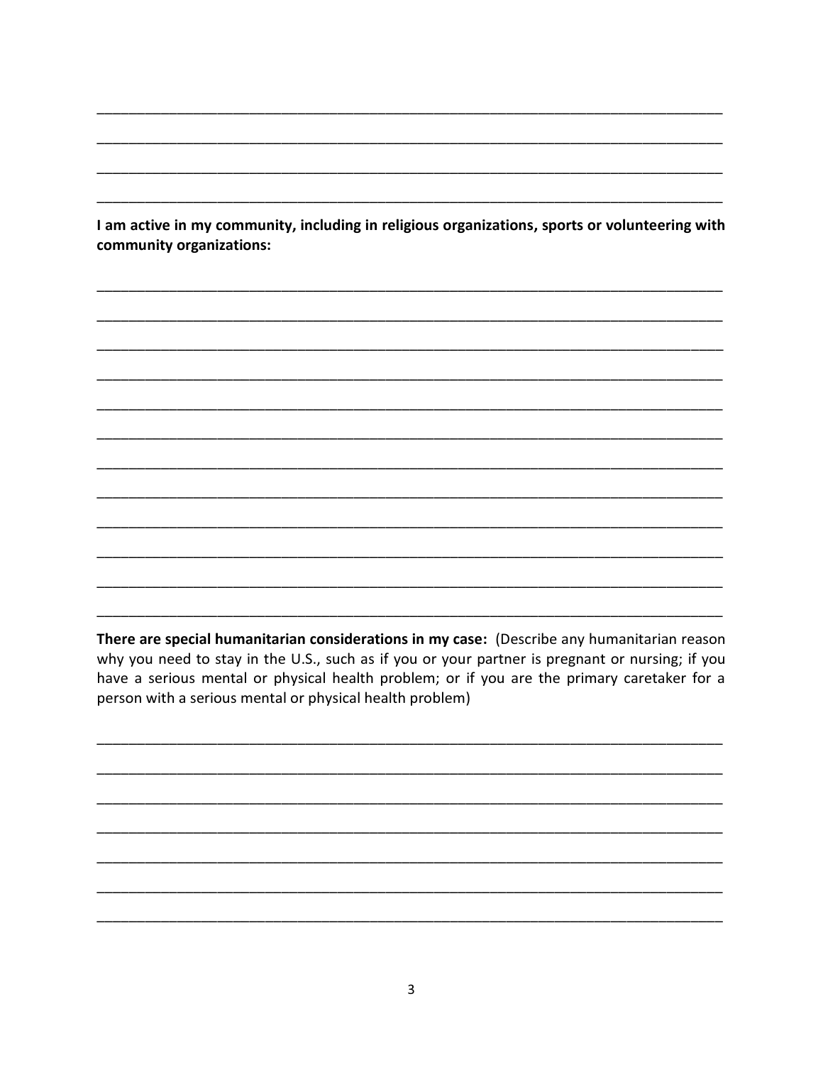\_\_\_\_\_\_\_\_\_\_\_\_\_\_\_\_\_\_\_\_\_\_\_\_\_\_\_\_\_\_\_\_\_\_\_\_\_\_\_\_\_\_\_\_\_\_\_\_\_\_\_\_\_\_\_\_\_\_\_\_\_\_\_\_\_\_\_\_\_\_\_\_\_\_\_\_

\_\_\_\_\_\_\_\_\_\_\_\_\_\_\_\_\_\_\_\_\_\_\_\_\_\_\_\_\_\_\_\_\_\_\_\_\_\_\_\_\_\_\_\_\_\_\_\_\_\_\_\_\_\_\_\_\_\_\_\_\_\_\_\_\_\_\_\_\_\_\_\_\_\_\_\_

\_\_\_\_\_\_\_\_\_\_\_\_\_\_\_\_\_\_\_\_\_\_\_\_\_\_\_\_\_\_\_\_\_\_\_\_\_\_\_\_\_\_\_\_\_\_\_\_\_\_\_\_\_\_\_\_\_\_\_\_\_\_\_\_\_\_\_\_\_\_\_\_\_\_\_\_

\_\_\_\_\_\_\_\_\_\_\_\_\_\_\_\_\_\_\_\_\_\_\_\_\_\_\_\_\_\_\_\_\_\_\_\_\_\_\_\_\_\_\_\_\_\_\_\_\_\_\_\_\_\_\_\_\_\_\_\_\_\_\_\_\_\_\_\_\_\_\_\_\_\_\_\_

**I am active in my community, including in religious organizations, sports or volunteering with community organizations:**

\_\_\_\_\_\_\_\_\_\_\_\_\_\_\_\_\_\_\_\_\_\_\_\_\_\_\_\_\_\_\_\_\_\_\_\_\_\_\_\_\_\_\_\_\_\_\_\_\_\_\_\_\_\_\_\_\_\_\_\_\_\_\_\_\_\_\_\_\_\_\_\_\_\_\_\_

\_\_\_\_\_\_\_\_\_\_\_\_\_\_\_\_\_\_\_\_\_\_\_\_\_\_\_\_\_\_\_\_\_\_\_\_\_\_\_\_\_\_\_\_\_\_\_\_\_\_\_\_\_\_\_\_\_\_\_\_\_\_\_\_\_\_\_\_\_\_\_\_\_\_\_\_

\_\_\_\_\_\_\_\_\_\_\_\_\_\_\_\_\_\_\_\_\_\_\_\_\_\_\_\_\_\_\_\_\_\_\_\_\_\_\_\_\_\_\_\_\_\_\_\_\_\_\_\_\_\_\_\_\_\_\_\_\_\_\_\_\_\_\_\_\_\_\_\_\_\_\_\_

\_\_\_\_\_\_\_\_\_\_\_\_\_\_\_\_\_\_\_\_\_\_\_\_\_\_\_\_\_\_\_\_\_\_\_\_\_\_\_\_\_\_\_\_\_\_\_\_\_\_\_\_\_\_\_\_\_\_\_\_\_\_\_\_\_\_\_\_\_\_\_\_\_\_\_\_

\_\_\_\_\_\_\_\_\_\_\_\_\_\_\_\_\_\_\_\_\_\_\_\_\_\_\_\_\_\_\_\_\_\_\_\_\_\_\_\_\_\_\_\_\_\_\_\_\_\_\_\_\_\_\_\_\_\_\_\_\_\_\_\_\_\_\_\_\_\_\_\_\_\_\_\_

\_\_\_\_\_\_\_\_\_\_\_\_\_\_\_\_\_\_\_\_\_\_\_\_\_\_\_\_\_\_\_\_\_\_\_\_\_\_\_\_\_\_\_\_\_\_\_\_\_\_\_\_\_\_\_\_\_\_\_\_\_\_\_\_\_\_\_\_\_\_\_\_\_\_\_\_

\_\_\_\_\_\_\_\_\_\_\_\_\_\_\_\_\_\_\_\_\_\_\_\_\_\_\_\_\_\_\_\_\_\_\_\_\_\_\_\_\_\_\_\_\_\_\_\_\_\_\_\_\_\_\_\_\_\_\_\_\_\_\_\_\_\_\_\_\_\_\_\_\_\_\_\_

\_\_\_\_\_\_\_\_\_\_\_\_\_\_\_\_\_\_\_\_\_\_\_\_\_\_\_\_\_\_\_\_\_\_\_\_\_\_\_\_\_\_\_\_\_\_\_\_\_\_\_\_\_\_\_\_\_\_\_\_\_\_\_\_\_\_\_\_\_\_\_\_\_\_\_\_

\_\_\_\_\_\_\_\_\_\_\_\_\_\_\_\_\_\_\_\_\_\_\_\_\_\_\_\_\_\_\_\_\_\_\_\_\_\_\_\_\_\_\_\_\_\_\_\_\_\_\_\_\_\_\_\_\_\_\_\_\_\_\_\_\_\_\_\_\_\_\_\_\_\_\_\_

\_\_\_\_\_\_\_\_\_\_\_\_\_\_\_\_\_\_\_\_\_\_\_\_\_\_\_\_\_\_\_\_\_\_\_\_\_\_\_\_\_\_\_\_\_\_\_\_\_\_\_\_\_\_\_\_\_\_\_\_\_\_\_\_\_\_\_\_\_\_\_\_\_\_\_\_

\_\_\_\_\_\_\_\_\_\_\_\_\_\_\_\_\_\_\_\_\_\_\_\_\_\_\_\_\_\_\_\_\_\_\_\_\_\_\_\_\_\_\_\_\_\_\_\_\_\_\_\_\_\_\_\_\_\_\_\_\_\_\_\_\_\_\_\_\_\_\_\_\_\_\_\_

\_\_\_\_\_\_\_\_\_\_\_\_\_\_\_\_\_\_\_\_\_\_\_\_\_\_\_\_\_\_\_\_\_\_\_\_\_\_\_\_\_\_\_\_\_\_\_\_\_\_\_\_\_\_\_\_\_\_\_\_\_\_\_\_\_\_\_\_\_\_\_\_\_\_\_\_

**There are special humanitarian considerations in my case:** (Describe any humanitarian reason why you need to stay in the U.S., such as if you or your partner is pregnant or nursing; if you have a serious mental or physical health problem; or if you are the primary caretaker for a person with a serious mental or physical health problem)

\_\_\_\_\_\_\_\_\_\_\_\_\_\_\_\_\_\_\_\_\_\_\_\_\_\_\_\_\_\_\_\_\_\_\_\_\_\_\_\_\_\_\_\_\_\_\_\_\_\_\_\_\_\_\_\_\_\_\_\_\_\_\_\_\_\_\_\_\_\_\_\_\_\_\_\_

\_\_\_\_\_\_\_\_\_\_\_\_\_\_\_\_\_\_\_\_\_\_\_\_\_\_\_\_\_\_\_\_\_\_\_\_\_\_\_\_\_\_\_\_\_\_\_\_\_\_\_\_\_\_\_\_\_\_\_\_\_\_\_\_\_\_\_\_\_\_\_\_\_\_\_\_

\_\_\_\_\_\_\_\_\_\_\_\_\_\_\_\_\_\_\_\_\_\_\_\_\_\_\_\_\_\_\_\_\_\_\_\_\_\_\_\_\_\_\_\_\_\_\_\_\_\_\_\_\_\_\_\_\_\_\_\_\_\_\_\_\_\_\_\_\_\_\_\_\_\_\_\_

\_\_\_\_\_\_\_\_\_\_\_\_\_\_\_\_\_\_\_\_\_\_\_\_\_\_\_\_\_\_\_\_\_\_\_\_\_\_\_\_\_\_\_\_\_\_\_\_\_\_\_\_\_\_\_\_\_\_\_\_\_\_\_\_\_\_\_\_\_\_\_\_\_\_\_\_

\_\_\_\_\_\_\_\_\_\_\_\_\_\_\_\_\_\_\_\_\_\_\_\_\_\_\_\_\_\_\_\_\_\_\_\_\_\_\_\_\_\_\_\_\_\_\_\_\_\_\_\_\_\_\_\_\_\_\_\_\_\_\_\_\_\_\_\_\_\_\_\_\_\_\_\_

\_\_\_\_\_\_\_\_\_\_\_\_\_\_\_\_\_\_\_\_\_\_\_\_\_\_\_\_\_\_\_\_\_\_\_\_\_\_\_\_\_\_\_\_\_\_\_\_\_\_\_\_\_\_\_\_\_\_\_\_\_\_\_\_\_\_\_\_\_\_\_\_\_\_\_\_

\_\_\_\_\_\_\_\_\_\_\_\_\_\_\_\_\_\_\_\_\_\_\_\_\_\_\_\_\_\_\_\_\_\_\_\_\_\_\_\_\_\_\_\_\_\_\_\_\_\_\_\_\_\_\_\_\_\_\_\_\_\_\_\_\_\_\_\_\_\_\_\_\_\_\_\_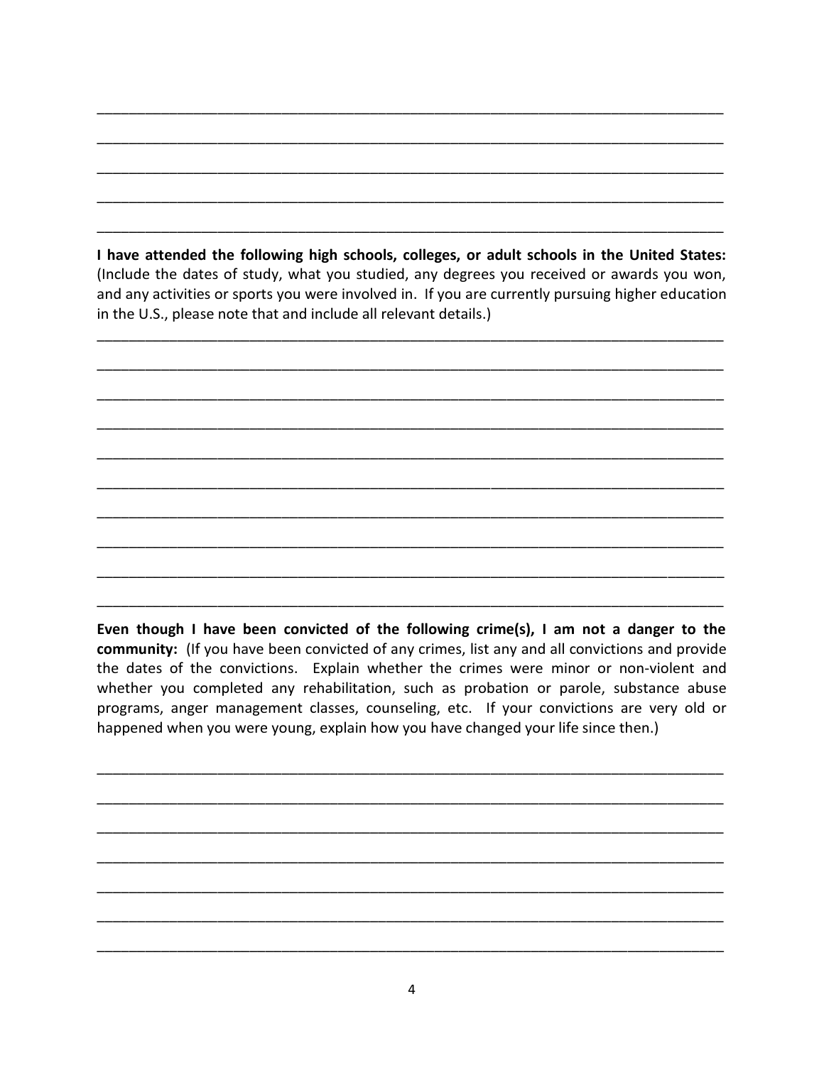\_\_\_\_\_\_\_\_\_\_\_\_\_\_\_\_\_\_\_\_\_\_\_\_\_\_\_\_\_\_\_\_\_\_\_\_\_\_\_\_\_\_\_\_\_\_\_\_\_\_\_\_\_\_\_\_\_\_\_\_\_\_\_\_\_\_\_\_\_\_\_\_\_\_\_\_

\_\_\_\_\_\_\_\_\_\_\_\_\_\_\_\_\_\_\_\_\_\_\_\_\_\_\_\_\_\_\_\_\_\_\_\_\_\_\_\_\_\_\_\_\_\_\_\_\_\_\_\_\_\_\_\_\_\_\_\_\_\_\_\_\_\_\_\_\_\_\_\_\_\_\_\_

\_\_\_\_\_\_\_\_\_\_\_\_\_\_\_\_\_\_\_\_\_\_\_\_\_\_\_\_\_\_\_\_\_\_\_\_\_\_\_\_\_\_\_\_\_\_\_\_\_\_\_\_\_\_\_\_\_\_\_\_\_\_\_\_\_\_\_\_\_\_\_\_\_\_\_\_

\_\_\_\_\_\_\_\_\_\_\_\_\_\_\_\_\_\_\_\_\_\_\_\_\_\_\_\_\_\_\_\_\_\_\_\_\_\_\_\_\_\_\_\_\_\_\_\_\_\_\_\_\_\_\_\_\_\_\_\_\_\_\_\_\_\_\_\_\_\_\_\_\_\_\_\_

\_\_\_\_\_\_\_\_\_\_\_\_\_\_\_\_\_\_\_\_\_\_\_\_\_\_\_\_\_\_\_\_\_\_\_\_\_\_\_\_\_\_\_\_\_\_\_\_\_\_\_\_\_\_\_\_\_\_\_\_\_\_\_\_\_\_\_\_\_\_\_\_\_\_\_\_

**I have attended the following high schools, colleges, or adult schools in the United States:** (Include the dates of study, what you studied, any degrees you received or awards you won, and any activities or sports you were involved in. If you are currently pursuing higher education in the U.S., please note that and include all relevant details.)

\_\_\_\_\_\_\_\_\_\_\_\_\_\_\_\_\_\_\_\_\_\_\_\_\_\_\_\_\_\_\_\_\_\_\_\_\_\_\_\_\_\_\_\_\_\_\_\_\_\_\_\_\_\_\_\_\_\_\_\_\_\_\_\_\_\_\_\_\_\_\_\_\_\_\_\_

\_\_\_\_\_\_\_\_\_\_\_\_\_\_\_\_\_\_\_\_\_\_\_\_\_\_\_\_\_\_\_\_\_\_\_\_\_\_\_\_\_\_\_\_\_\_\_\_\_\_\_\_\_\_\_\_\_\_\_\_\_\_\_\_\_\_\_\_\_\_\_\_\_\_\_\_

\_\_\_\_\_\_\_\_\_\_\_\_\_\_\_\_\_\_\_\_\_\_\_\_\_\_\_\_\_\_\_\_\_\_\_\_\_\_\_\_\_\_\_\_\_\_\_\_\_\_\_\_\_\_\_\_\_\_\_\_\_\_\_\_\_\_\_\_\_\_\_\_\_\_\_\_

\_\_\_\_\_\_\_\_\_\_\_\_\_\_\_\_\_\_\_\_\_\_\_\_\_\_\_\_\_\_\_\_\_\_\_\_\_\_\_\_\_\_\_\_\_\_\_\_\_\_\_\_\_\_\_\_\_\_\_\_\_\_\_\_\_\_\_\_\_\_\_\_\_\_\_\_

\_\_\_\_\_\_\_\_\_\_\_\_\_\_\_\_\_\_\_\_\_\_\_\_\_\_\_\_\_\_\_\_\_\_\_\_\_\_\_\_\_\_\_\_\_\_\_\_\_\_\_\_\_\_\_\_\_\_\_\_\_\_\_\_\_\_\_\_\_\_\_\_\_\_\_\_

\_\_\_\_\_\_\_\_\_\_\_\_\_\_\_\_\_\_\_\_\_\_\_\_\_\_\_\_\_\_\_\_\_\_\_\_\_\_\_\_\_\_\_\_\_\_\_\_\_\_\_\_\_\_\_\_\_\_\_\_\_\_\_\_\_\_\_\_\_\_\_\_\_\_\_\_

\_\_\_\_\_\_\_\_\_\_\_\_\_\_\_\_\_\_\_\_\_\_\_\_\_\_\_\_\_\_\_\_\_\_\_\_\_\_\_\_\_\_\_\_\_\_\_\_\_\_\_\_\_\_\_\_\_\_\_\_\_\_\_\_\_\_\_\_\_\_\_\_\_\_\_\_

\_\_\_\_\_\_\_\_\_\_\_\_\_\_\_\_\_\_\_\_\_\_\_\_\_\_\_\_\_\_\_\_\_\_\_\_\_\_\_\_\_\_\_\_\_\_\_\_\_\_\_\_\_\_\_\_\_\_\_\_\_\_\_\_\_\_\_\_\_\_\_\_\_\_\_\_

\_\_\_\_\_\_\_\_\_\_\_\_\_\_\_\_\_\_\_\_\_\_\_\_\_\_\_\_\_\_\_\_\_\_\_\_\_\_\_\_\_\_\_\_\_\_\_\_\_\_\_\_\_\_\_\_\_\_\_\_\_\_\_\_\_\_\_\_\_\_\_\_\_\_\_\_

\_\_\_\_\_\_\_\_\_\_\_\_\_\_\_\_\_\_\_\_\_\_\_\_\_\_\_\_\_\_\_\_\_\_\_\_\_\_\_\_\_\_\_\_\_\_\_\_\_\_\_\_\_\_\_\_\_\_\_\_\_\_\_\_\_\_\_\_\_\_\_\_\_\_\_\_

**Even though I have been convicted of the following crime(s), I am not a danger to the community:** (If you have been convicted of any crimes, list any and all convictions and provide the dates of the convictions. Explain whether the crimes were minor or non-violent and whether you completed any rehabilitation, such as probation or parole, substance abuse programs, anger management classes, counseling, etc. If your convictions are very old or happened when you were young, explain how you have changed your life since then.)

\_\_\_\_\_\_\_\_\_\_\_\_\_\_\_\_\_\_\_\_\_\_\_\_\_\_\_\_\_\_\_\_\_\_\_\_\_\_\_\_\_\_\_\_\_\_\_\_\_\_\_\_\_\_\_\_\_\_\_\_\_\_\_\_\_\_\_\_\_\_\_\_\_\_\_\_

\_\_\_\_\_\_\_\_\_\_\_\_\_\_\_\_\_\_\_\_\_\_\_\_\_\_\_\_\_\_\_\_\_\_\_\_\_\_\_\_\_\_\_\_\_\_\_\_\_\_\_\_\_\_\_\_\_\_\_\_\_\_\_\_\_\_\_\_\_\_\_\_\_\_\_\_

\_\_\_\_\_\_\_\_\_\_\_\_\_\_\_\_\_\_\_\_\_\_\_\_\_\_\_\_\_\_\_\_\_\_\_\_\_\_\_\_\_\_\_\_\_\_\_\_\_\_\_\_\_\_\_\_\_\_\_\_\_\_\_\_\_\_\_\_\_\_\_\_\_\_\_\_

\_\_\_\_\_\_\_\_\_\_\_\_\_\_\_\_\_\_\_\_\_\_\_\_\_\_\_\_\_\_\_\_\_\_\_\_\_\_\_\_\_\_\_\_\_\_\_\_\_\_\_\_\_\_\_\_\_\_\_\_\_\_\_\_\_\_\_\_\_\_\_\_\_\_\_\_

\_\_\_\_\_\_\_\_\_\_\_\_\_\_\_\_\_\_\_\_\_\_\_\_\_\_\_\_\_\_\_\_\_\_\_\_\_\_\_\_\_\_\_\_\_\_\_\_\_\_\_\_\_\_\_\_\_\_\_\_\_\_\_\_\_\_\_\_\_\_\_\_\_\_\_\_

\_\_\_\_\_\_\_\_\_\_\_\_\_\_\_\_\_\_\_\_\_\_\_\_\_\_\_\_\_\_\_\_\_\_\_\_\_\_\_\_\_\_\_\_\_\_\_\_\_\_\_\_\_\_\_\_\_\_\_\_\_\_\_\_\_\_\_\_\_\_\_\_\_\_\_\_

\_\_\_\_\_\_\_\_\_\_\_\_\_\_\_\_\_\_\_\_\_\_\_\_\_\_\_\_\_\_\_\_\_\_\_\_\_\_\_\_\_\_\_\_\_\_\_\_\_\_\_\_\_\_\_\_\_\_\_\_\_\_\_\_\_\_\_\_\_\_\_\_\_\_\_\_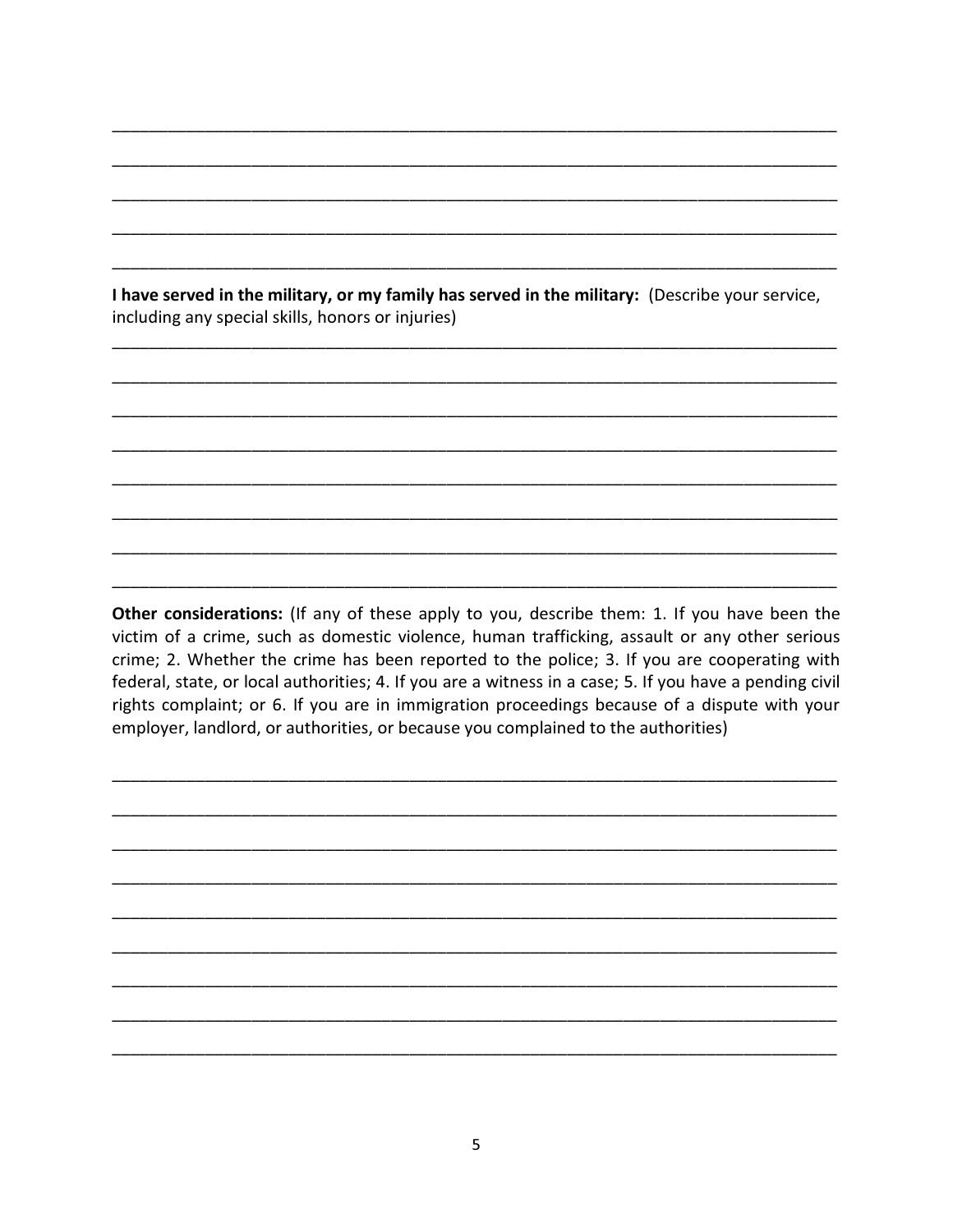\_\_\_\_\_\_\_\_\_\_\_\_\_\_\_\_\_\_\_\_\_\_\_\_\_\_\_\_\_\_\_\_\_\_\_\_\_\_\_\_\_\_\_\_\_\_\_\_\_\_\_\_\_\_\_\_\_\_\_\_\_\_\_\_\_\_\_\_\_\_\_\_\_\_\_\_

\_\_\_\_\_\_\_\_\_\_\_\_\_\_\_\_\_\_\_\_\_\_\_\_\_\_\_\_\_\_\_\_\_\_\_\_\_\_\_\_\_\_\_\_\_\_\_\_\_\_\_\_\_\_\_\_\_\_\_\_\_\_\_\_\_\_\_\_\_\_\_\_\_\_\_\_

\_\_\_\_\_\_\_\_\_\_\_\_\_\_\_\_\_\_\_\_\_\_\_\_\_\_\_\_\_\_\_\_\_\_\_\_\_\_\_\_\_\_\_\_\_\_\_\_\_\_\_\_\_\_\_\_\_\_\_\_\_\_\_\_\_\_\_\_\_\_\_\_\_\_\_\_

\_\_\_\_\_\_\_\_\_\_\_\_\_\_\_\_\_\_\_\_\_\_\_\_\_\_\_\_\_\_\_\_\_\_\_\_\_\_\_\_\_\_\_\_\_\_\_\_\_\_\_\_\_\_\_\_\_\_\_\_\_\_\_\_\_\_\_\_\_\_\_\_\_\_\_\_

\_\_\_\_\_\_\_\_\_\_\_\_\_\_\_\_\_\_\_\_\_\_\_\_\_\_\_\_\_\_\_\_\_\_\_\_\_\_\_\_\_\_\_\_\_\_\_\_\_\_\_\_\_\_\_\_\_\_\_\_\_\_\_\_\_\_\_\_\_\_\_\_\_\_\_\_

**I have served in the military, or my family has served in the military:** (Describe your service, including any special skills, honors or injuries)

\_\_\_\_\_\_\_\_\_\_\_\_\_\_\_\_\_\_\_\_\_\_\_\_\_\_\_\_\_\_\_\_\_\_\_\_\_\_\_\_\_\_\_\_\_\_\_\_\_\_\_\_\_\_\_\_\_\_\_\_\_\_\_\_\_\_\_\_\_\_\_\_\_\_\_\_

\_\_\_\_\_\_\_\_\_\_\_\_\_\_\_\_\_\_\_\_\_\_\_\_\_\_\_\_\_\_\_\_\_\_\_\_\_\_\_\_\_\_\_\_\_\_\_\_\_\_\_\_\_\_\_\_\_\_\_\_\_\_\_\_\_\_\_\_\_\_\_\_\_\_\_\_

\_\_\_\_\_\_\_\_\_\_\_\_\_\_\_\_\_\_\_\_\_\_\_\_\_\_\_\_\_\_\_\_\_\_\_\_\_\_\_\_\_\_\_\_\_\_\_\_\_\_\_\_\_\_\_\_\_\_\_\_\_\_\_\_\_\_\_\_\_\_\_\_\_\_\_\_

\_\_\_\_\_\_\_\_\_\_\_\_\_\_\_\_\_\_\_\_\_\_\_\_\_\_\_\_\_\_\_\_\_\_\_\_\_\_\_\_\_\_\_\_\_\_\_\_\_\_\_\_\_\_\_\_\_\_\_\_\_\_\_\_\_\_\_\_\_\_\_\_\_\_\_\_

\_\_\_\_\_\_\_\_\_\_\_\_\_\_\_\_\_\_\_\_\_\_\_\_\_\_\_\_\_\_\_\_\_\_\_\_\_\_\_\_\_\_\_\_\_\_\_\_\_\_\_\_\_\_\_\_\_\_\_\_\_\_\_\_\_\_\_\_\_\_\_\_\_\_\_\_

\_\_\_\_\_\_\_\_\_\_\_\_\_\_\_\_\_\_\_\_\_\_\_\_\_\_\_\_\_\_\_\_\_\_\_\_\_\_\_\_\_\_\_\_\_\_\_\_\_\_\_\_\_\_\_\_\_\_\_\_\_\_\_\_\_\_\_\_\_\_\_\_\_\_\_\_

\_\_\_\_\_\_\_\_\_\_\_\_\_\_\_\_\_\_\_\_\_\_\_\_\_\_\_\_\_\_\_\_\_\_\_\_\_\_\_\_\_\_\_\_\_\_\_\_\_\_\_\_\_\_\_\_\_\_\_\_\_\_\_\_\_\_\_\_\_\_\_\_\_\_\_\_

\_\_\_\_\_\_\_\_\_\_\_\_\_\_\_\_\_\_\_\_\_\_\_\_\_\_\_\_\_\_\_\_\_\_\_\_\_\_\_\_\_\_\_\_\_\_\_\_\_\_\_\_\_\_\_\_\_\_\_\_\_\_\_\_\_\_\_\_\_\_\_\_\_\_\_\_

**Other considerations:** (If any of these apply to you, describe them: 1. If you have been the victim of a crime, such as domestic violence, human trafficking, assault or any other serious crime; 2. Whether the crime has been reported to the police; 3. If you are cooperating with federal, state, or local authorities; 4. If you are a witness in a case; 5. If you have a pending civil rights complaint; or 6. If you are in immigration proceedings because of a dispute with your employer, landlord, or authorities, or because you complained to the authorities)

\_\_\_\_\_\_\_\_\_\_\_\_\_\_\_\_\_\_\_\_\_\_\_\_\_\_\_\_\_\_\_\_\_\_\_\_\_\_\_\_\_\_\_\_\_\_\_\_\_\_\_\_\_\_\_\_\_\_\_\_\_\_\_\_\_\_\_\_\_\_\_\_\_\_\_\_

\_\_\_\_\_\_\_\_\_\_\_\_\_\_\_\_\_\_\_\_\_\_\_\_\_\_\_\_\_\_\_\_\_\_\_\_\_\_\_\_\_\_\_\_\_\_\_\_\_\_\_\_\_\_\_\_\_\_\_\_\_\_\_\_\_\_\_\_\_\_\_\_\_\_\_\_

\_\_\_\_\_\_\_\_\_\_\_\_\_\_\_\_\_\_\_\_\_\_\_\_\_\_\_\_\_\_\_\_\_\_\_\_\_\_\_\_\_\_\_\_\_\_\_\_\_\_\_\_\_\_\_\_\_\_\_\_\_\_\_\_\_\_\_\_\_\_\_\_\_\_\_\_

\_\_\_\_\_\_\_\_\_\_\_\_\_\_\_\_\_\_\_\_\_\_\_\_\_\_\_\_\_\_\_\_\_\_\_\_\_\_\_\_\_\_\_\_\_\_\_\_\_\_\_\_\_\_\_\_\_\_\_\_\_\_\_\_\_\_\_\_\_\_\_\_\_\_\_\_

\_\_\_\_\_\_\_\_\_\_\_\_\_\_\_\_\_\_\_\_\_\_\_\_\_\_\_\_\_\_\_\_\_\_\_\_\_\_\_\_\_\_\_\_\_\_\_\_\_\_\_\_\_\_\_\_\_\_\_\_\_\_\_\_\_\_\_\_\_\_\_\_\_\_\_\_

\_\_\_\_\_\_\_\_\_\_\_\_\_\_\_\_\_\_\_\_\_\_\_\_\_\_\_\_\_\_\_\_\_\_\_\_\_\_\_\_\_\_\_\_\_\_\_\_\_\_\_\_\_\_\_\_\_\_\_\_\_\_\_\_\_\_\_\_\_\_\_\_\_\_\_\_

\_\_\_\_\_\_\_\_\_\_\_\_\_\_\_\_\_\_\_\_\_\_\_\_\_\_\_\_\_\_\_\_\_\_\_\_\_\_\_\_\_\_\_\_\_\_\_\_\_\_\_\_\_\_\_\_\_\_\_\_\_\_\_\_\_\_\_\_\_\_\_\_\_\_\_\_

\_\_\_\_\_\_\_\_\_\_\_\_\_\_\_\_\_\_\_\_\_\_\_\_\_\_\_\_\_\_\_\_\_\_\_\_\_\_\_\_\_\_\_\_\_\_\_\_\_\_\_\_\_\_\_\_\_\_\_\_\_\_\_\_\_\_\_\_\_\_\_\_\_\_\_\_

\_\_\_\_\_\_\_\_\_\_\_\_\_\_\_\_\_\_\_\_\_\_\_\_\_\_\_\_\_\_\_\_\_\_\_\_\_\_\_\_\_\_\_\_\_\_\_\_\_\_\_\_\_\_\_\_\_\_\_\_\_\_\_\_\_\_\_\_\_\_\_\_\_\_\_\_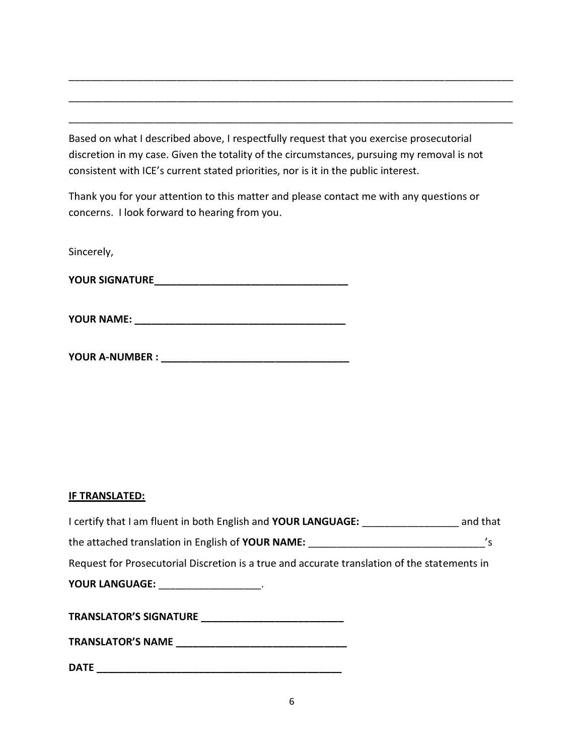\_\_\_\_\_\_\_\_\_\_\_\_\_\_\_\_\_\_\_\_\_\_\_\_\_\_\_\_\_\_\_\_\_\_\_\_\_\_\_\_\_\_\_\_\_\_\_\_\_\_\_\_\_\_\_\_\_\_\_\_\_\_\_\_\_\_\_\_\_\_\_\_\_\_\_\_

\_\_\_\_\_\_\_\_\_\_\_\_\_\_\_\_\_\_\_\_\_\_\_\_\_\_\_\_\_\_\_\_\_\_\_\_\_\_\_\_\_\_\_\_\_\_\_\_\_\_\_\_\_\_\_\_\_\_\_\_\_\_\_\_\_\_\_\_\_\_\_\_\_\_\_\_

\_\_\_\_\_\_\_\_\_\_\_\_\_\_\_\_\_\_\_\_\_\_\_\_\_\_\_\_\_\_\_\_\_\_\_\_\_\_\_\_\_\_\_\_\_\_\_\_\_\_\_\_\_\_\_\_\_\_\_\_\_\_\_\_\_\_\_\_\_\_\_\_\_\_\_\_

Based on what I described above, I respectfully request that you exercise prosecutorial discretion in my case. Given the totality of the circumstances, pursuing my removal is not consistent with ICE's current stated priorities, nor is it in the public interest.

Thank you for your attention to this matter and please contact me with any questions or concerns. I look forward to hearing from you.

Sincerely,

**YOUR SIGNATURE\_\_\_\_\_\_\_\_\_\_\_\_\_\_\_\_\_\_\_\_\_\_\_\_\_\_\_\_\_\_\_\_\_\_**

**YOUR NAME: \_\_\_\_\_\_\_\_\_\_\_\_\_\_\_\_\_\_\_\_\_\_\_\_\_\_\_\_\_\_\_\_\_\_\_\_**

**YOUR A-NUMBER : \_\_\_\_\_\_\_\_\_\_\_\_\_\_\_\_\_\_\_\_\_\_\_\_\_\_\_\_\_\_\_\_\_**

**IF TRANSLATED:**

I certify that I am fluent in both English and **YOUR LANGUAGE:** \_\_\_\_\_\_\_\_\_\_\_\_\_\_\_\_\_ and that the attached translation in English of **YOUR NAME:** \_\_\_\_\_\_\_\_\_\_\_\_\_\_\_\_\_\_\_\_\_\_\_\_\_\_\_\_\_\_'s Request for Prosecutorial Discretion is a true and accurate translation of the statements in **YOUR LANGUAGE:** \_\_\_\_\_\_\_\_\_\_\_\_\_\_\_\_\_\_.

**TRANSLATOR'S SIGNATURE \_\_\_\_\_\_\_\_\_\_\_\_\_\_\_\_\_\_\_\_\_\_\_\_\_\_**

**TRANSLATOR'S NAME \_\_\_\_\_\_\_\_\_\_\_\_\_\_\_\_\_\_\_\_\_\_\_\_\_\_\_\_\_\_**

**DATE \_\_\_\_\_\_\_\_\_\_\_\_\_\_\_\_\_\_\_\_\_\_\_\_\_\_\_\_\_\_\_\_\_\_\_\_\_\_\_\_\_\_\_**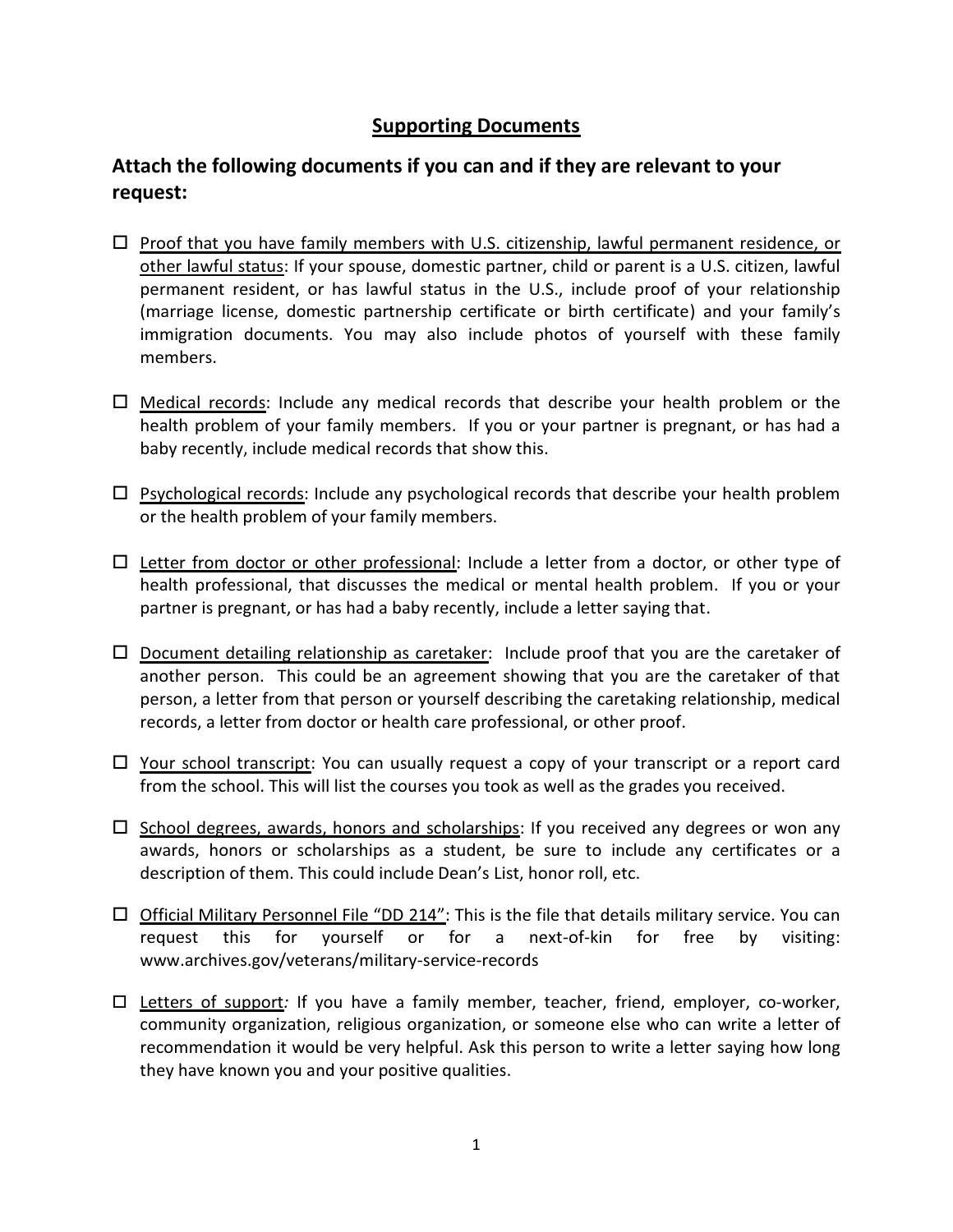## Supporting Documents

### Attach the following documents if you can and if they are relevant to your request:

- ☐ Proof that you have family members with U.S. citizenship, lawful permanent residence, or other lawful status: If your spouse, domestic partner, child or parent is a U.S. citizen, lawful permanent resident, or has lawful status in the U.S., include proof of your relationship (marriage license, domestic partnership certificate or birth certificate) and your family's immigration documents. You may also include photos of yourself with these family members.

- ☐ Medical records: Include any medical records that describe your health problem or the health problem of your family members. If you or your partner is pregnant, or has had a baby recently, include medical records that show this.

- ☐ Psychological records: Include any psychological records that describe your health problem or the health problem of your family members.

- ☐ Letter from doctor or other professional: Include a letter from a doctor, or other type of health professional, that discusses the medical or mental health problem. If you or your partner is pregnant, or has had a baby recently, include a letter saying that.

- ☐ Document detailing relationship as caretaker: Include proof that you are the caretaker of another person. This could be an agreement showing that you are the caretaker of that person, a letter from that person or yourself describing the caretaking relationship, medical records, a letter from doctor or health care professional, or other proof.

- ☐ Your school transcript: You can usually request a copy of your transcript or a report card from the school. This will list the courses you took as well as the grades you received.

- ☐ School degrees, awards, honors and scholarships: If you received any degrees or won any awards, honors or scholarships as a student, be sure to include any certificates or a description of them. This could include Dean's List, honor roll, etc.

- ☐ Official Military Personnel File "DD 214": This is the file that details military service. You can request this for yourself or for a next-of-kin for free by visiting: www.archives.gov/veterans/military-service-records

- ☐ Letters of support: If you have a family member, teacher, friend, employer, co-worker, community organization, religious organization, or someone else who can write a letter of recommendation it would be very helpful. Ask this person to write a letter saying how long they have known you and your positive qualities.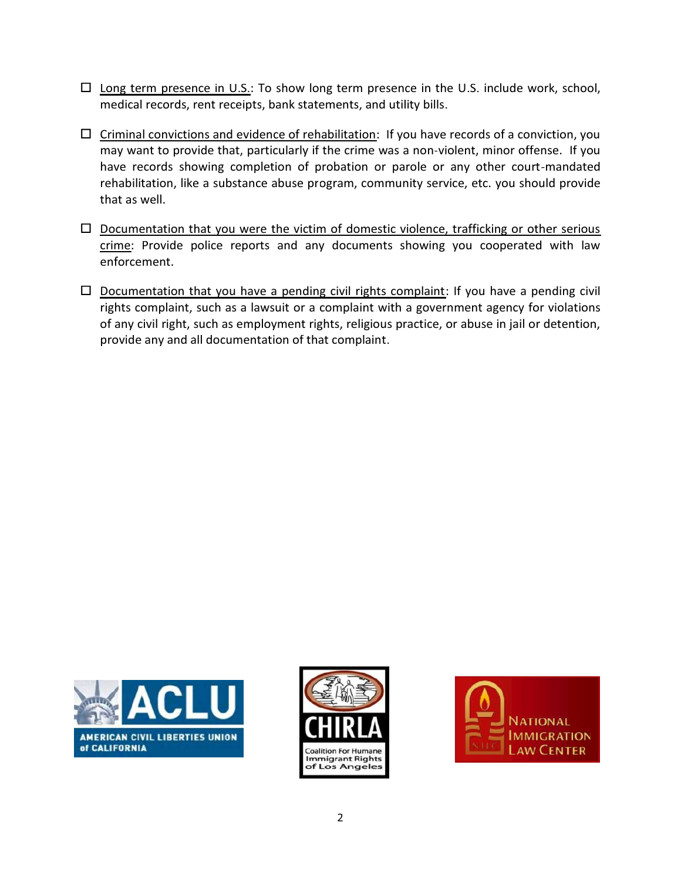- ☐ <u>Long term presence in U.S.</u>: To show long term presence in the U.S. include work, school, medical records, rent receipts, bank statements, and utility bills.

- ☐ <u>Criminal convictions and evidence of rehabilitation</u>: If you have records of a conviction, you may want to provide that, particularly if the crime was a non-violent, minor offense. If you have records showing completion of probation or parole or any other court-mandated rehabilitation, like a substance abuse program, community service, etc. you should provide that as well.

- ☐ <u>Documentation that you were the victim of domestic violence, trafficking or other serious crime</u>: Provide police reports and any documents showing you cooperated with law enforcement.

- ☐ <u>Documentation that you have a pending civil rights complaint</u>: If you have a pending civil rights complaint, such as a lawsuit or a complaint with a government agency for violations of any civil right, such as employment rights, religious practice, or abuse in jail or detention, provide any and all documentation of that complaint.

ACLU
AMERICAN CIVIL LIBERTIES UNION of CALIFORNIA

CHIRLA
Coalition For Humane Immigrant Rights of Los Angeles

NATIONAL IMMIGRATION LAW CENTER